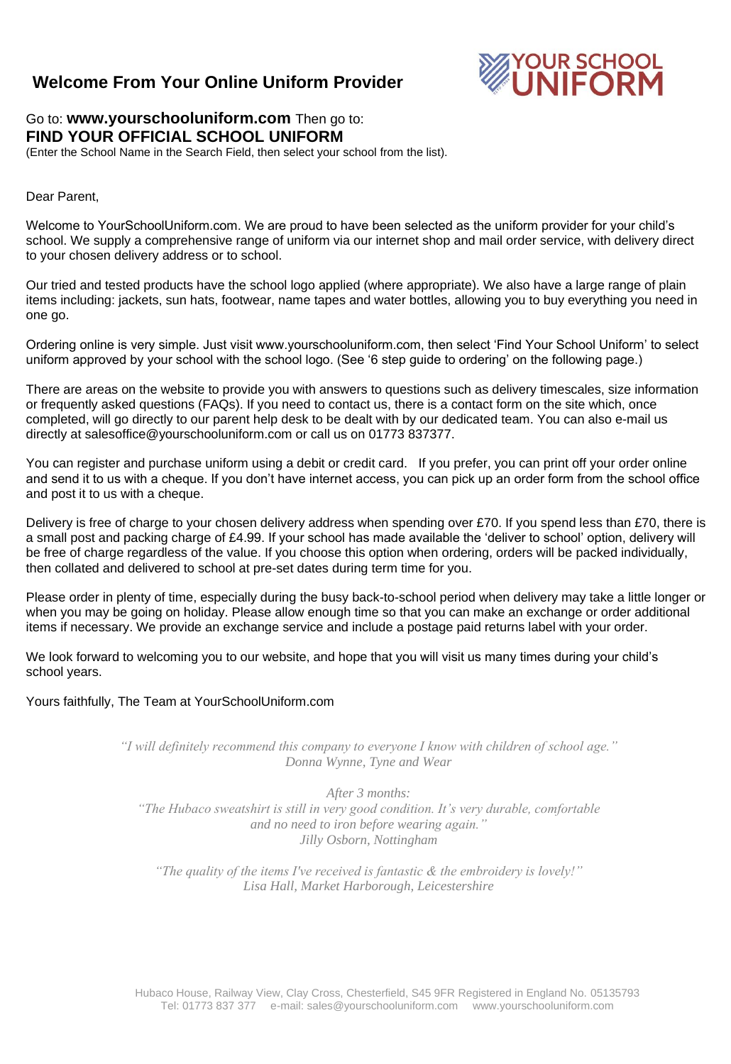# Welcome From Your Online Uniform Provider

YOUR SCHOOL UNIFORM

Go to: **www.yourschooluniform.com** Then go to:
**FIND YOUR OFFICIAL SCHOOL UNIFORM**
(Enter the School Name in the Search Field, then select your school from the list).

Dear Parent,

Welcome to YourSchoolUniform.com. We are proud to have been selected as the uniform provider for your child's school. We supply a comprehensive range of uniform via our internet shop and mail order service, with delivery direct to your chosen delivery address or to school.

Our tried and tested products have the school logo applied (where appropriate). We also have a large range of plain items including: jackets, sun hats, footwear, name tapes and water bottles, allowing you to buy everything you need in one go.

Ordering online is very simple. Just visit www.yourschooluniform.com, then select 'Find Your School Uniform' to select uniform approved by your school with the school logo. (See '6 step guide to ordering' on the following page.)

There are areas on the website to provide you with answers to questions such as delivery timescales, size information or frequently asked questions (FAQs). If you need to contact us, there is a contact form on the site which, once completed, will go directly to our parent help desk to be dealt with by our dedicated team. You can also e-mail us directly at salesoffice@yourschooluniform.com or call us on 01773 837377.

You can register and purchase uniform using a debit or credit card. If you prefer, you can print off your order online and send it to us with a cheque. If you don't have internet access, you can pick up an order form from the school office and post it to us with a cheque.

Delivery is free of charge to your chosen delivery address when spending over £70. If you spend less than £70, there is a small post and packing charge of £4.99. If your school has made available the 'deliver to school' option, delivery will be free of charge regardless of the value. If you choose this option when ordering, orders will be packed individually, then collated and delivered to school at pre-set dates during term time for you.

Please order in plenty of time, especially during the busy back-to-school period when delivery may take a little longer or when you may be going on holiday. Please allow enough time so that you can make an exchange or order additional items if necessary. We provide an exchange service and include a postage paid returns label with your order.

We look forward to welcoming you to our website, and hope that you will visit us many times during your child's school years.

Yours faithfully, The Team at YourSchoolUniform.com

*"I will definitely recommend this company to everyone I know with children of school age."*
*Donna Wynne, Tyne and Wear*

*After 3 months:*
*"The Hubaco sweatshirt is still in very good condition. It's very durable, comfortable and no need to iron before wearing again."*
*Jilly Osborn, Nottingham*

*"The quality of the items I've received is fantastic & the embroidery is lovely!"*
*Lisa Hall, Market Harborough, Leicestershire*

Hubaco House, Railway View, Clay Cross, Chesterfield, S45 9FR Registered in England No. 05135793
Tel: 01773 837 377 e-mail: sales@yourschooluniform.com www.yourschooluniform.com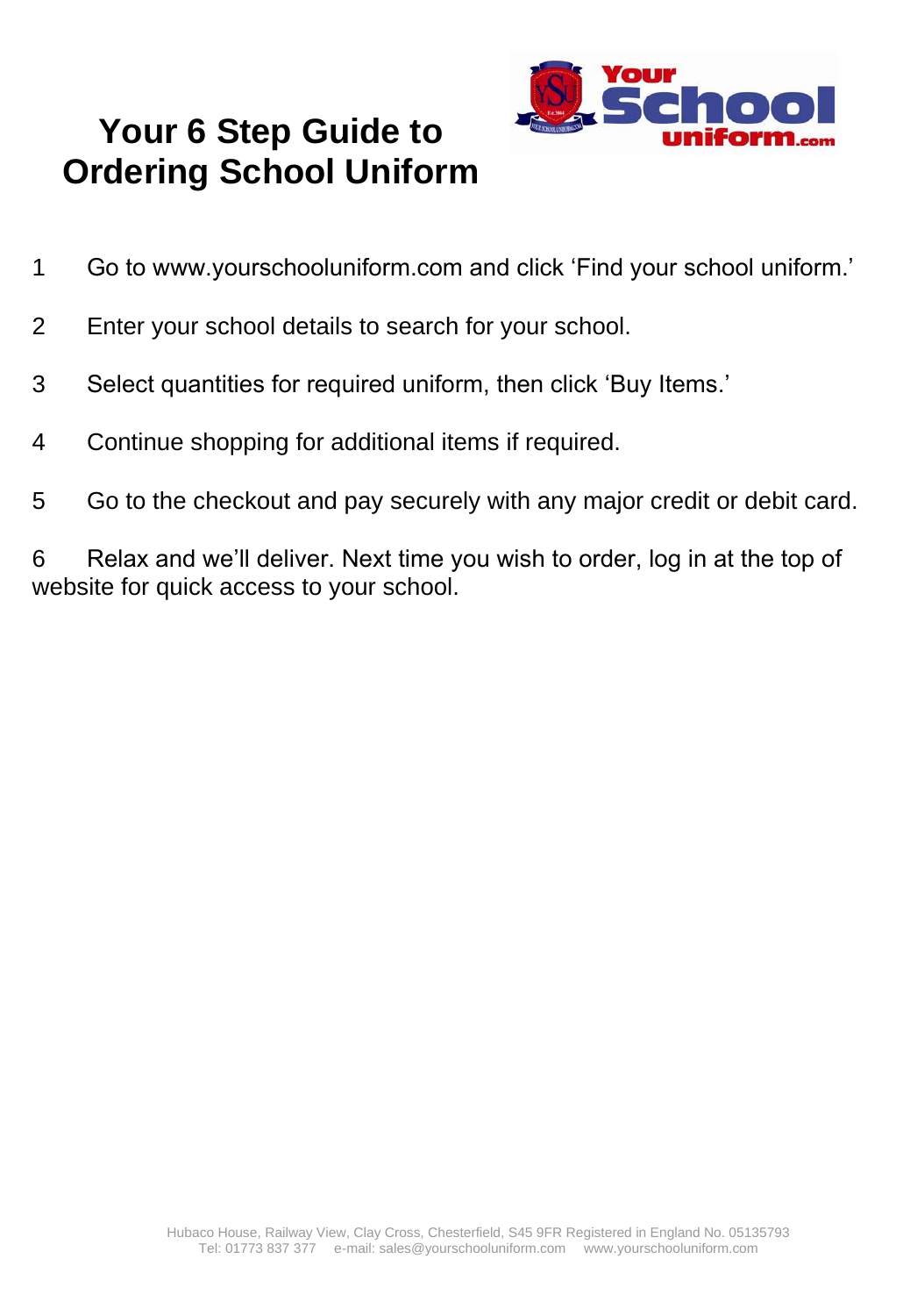# Your 6 Step Guide to Ordering School Uniform

1. Go to www.yourschooluniform.com and click 'Find your school uniform.'

2. Enter your school details to search for your school.

3. Select quantities for required uniform, then click 'Buy Items.'

4. Continue shopping for additional items if required.

5. Go to the checkout and pay securely with any major credit or debit card.

6. Relax and we'll deliver. Next time you wish to order, log in at the top of website for quick access to your school.

Hubaco House, Railway View, Clay Cross, Chesterfield, S45 9FR Registered in England No. 05135793
Tel: 01773 837 377 e-mail: sales@yourschooluniform.com www.yourschooluniform.com